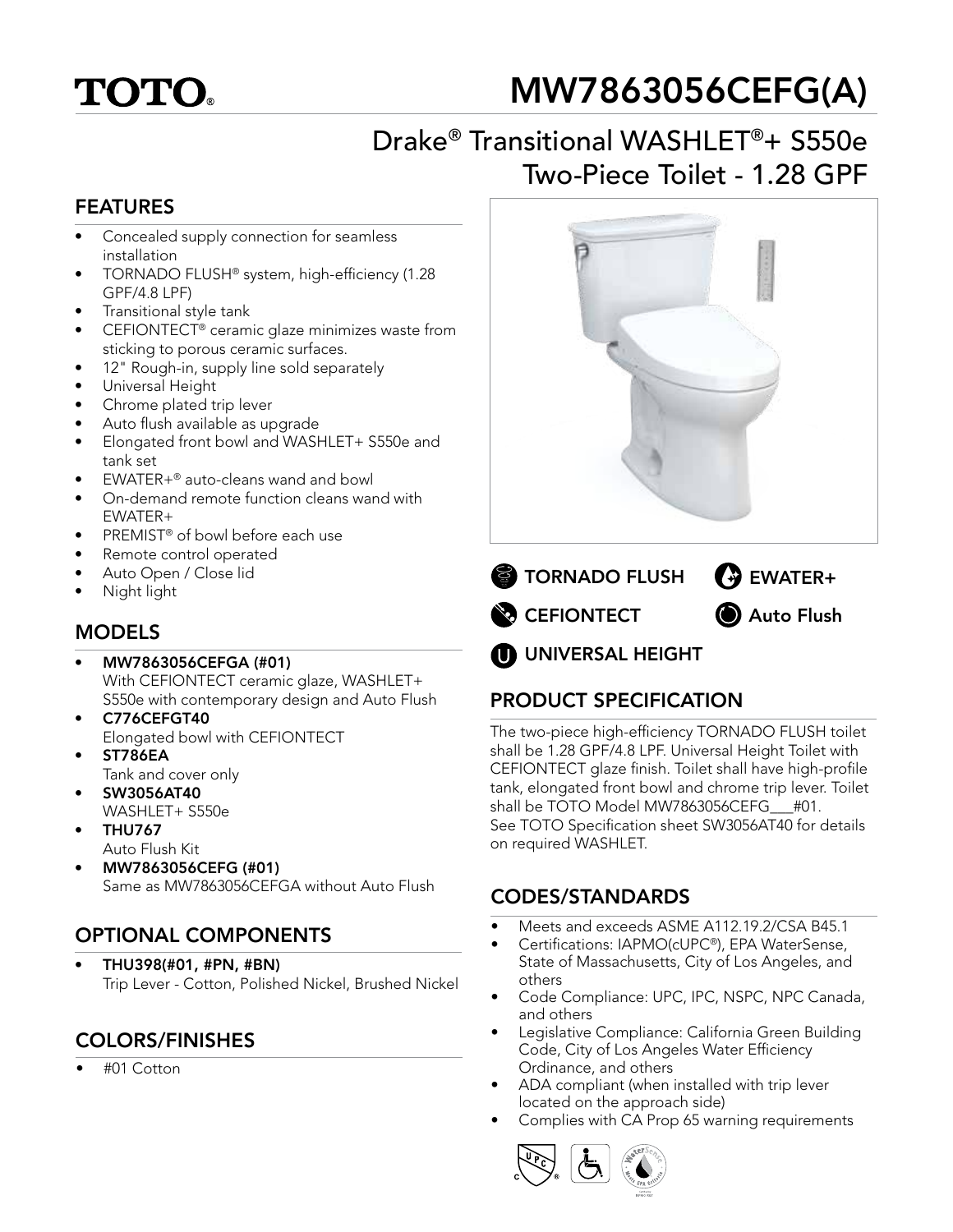# TOTO®

# MW7863056CEFG(A)

## Drake® Transitional WASHLET®+ S550e Two-Piece Toilet - 1.28 GPF

### FEATURES

- Concealed supply connection for seamless installation
- TORNADO FLUSH® system, high-efficiency (1.28 GPF/4.8 LPF)
- Transitional style tank
- CEFIONTECT® ceramic glaze minimizes waste from sticking to porous ceramic surfaces.
- 12" Rough-in, supply line sold separately
- Universal Height
- Chrome plated trip lever
- Auto flush available as upgrade
- Elongated front bowl and WASHLET+ S550e and tank set
- EWATER+® auto-cleans wand and bowl
- On-demand remote function cleans wand with EWATER+
- PREMIST® of bowl before each use
- Remote control operated
- Auto Open / Close lid
- Night light

### MODELS

- **MW7863056CEFGA (#01)**
  With CEFIONTECT ceramic glaze, WASHLET+ S550e with contemporary design and Auto Flush
- **C776CEFGT40**
  Elongated bowl with CEFIONTECT
- **ST786EA**
  Tank and cover only
- **SW3056AT40**
  WASHLET+ S550e
- **THU767**
  Auto Flush Kit
- **MW7863056CEFG (#01)**
  Same as MW7863056CEFGA without Auto Flush

### OPTIONAL COMPONENTS

- **THU398(#01, #PN, #BN)**
  Trip Lever - Cotton, Polished Nickel, Brushed Nickel

### COLORS/FINISHES

- #01 Cotton

**TORNADO FLUSH** **EWATER+** **CEFIONTECT** **Auto Flush** **UNIVERSAL HEIGHT**

### PRODUCT SPECIFICATION

The two-piece high-efficiency TORNADO FLUSH toilet shall be 1.28 GPF/4.8 LPF. Universal Height Toilet with CEFIONTECT glaze finish. Toilet shall have high-profile tank, elongated front bowl and chrome trip lever. Toilet shall be TOTO Model MW7863056CEFG___#01. See TOTO Specification sheet SW3056AT40 for details on required WASHLET.

### CODES/STANDARDS

- Meets and exceeds ASME A112.19.2/CSA B45.1
- Certifications: IAPMO(cUPC®), EPA WaterSense, State of Massachusetts, City of Los Angeles, and others
- Code Compliance: UPC, IPC, NSPC, NPC Canada, and others
- Legislative Compliance: California Green Building Code, City of Los Angeles Water Efficiency Ordinance, and others
- ADA compliant (when installed with trip lever located on the approach side)
- Complies with CA Prop 65 warning requirements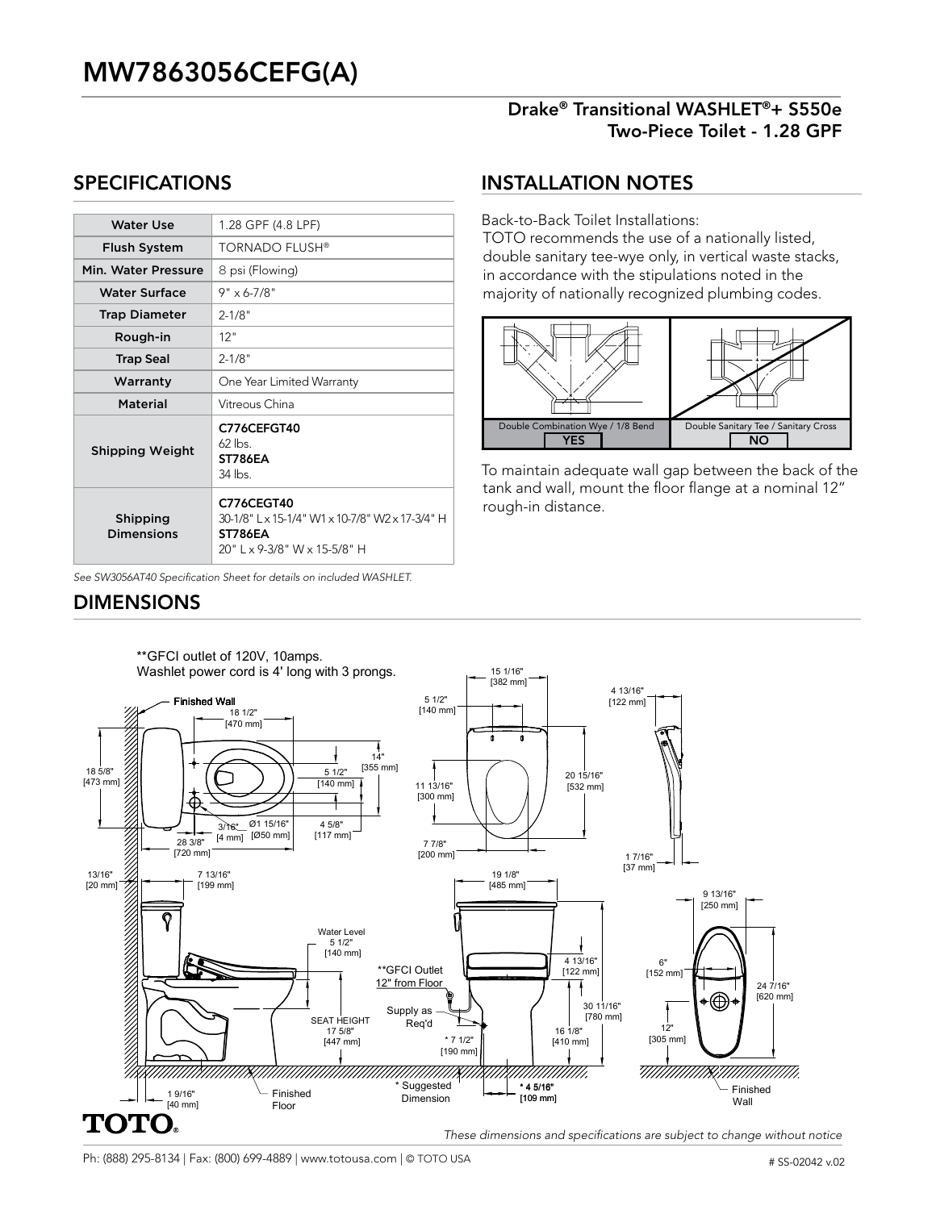# MW7863056CEFG(A)

**Drake® Transitional WASHLET®+ S550e**
**Two-Piece Toilet - 1.28 GPF**

## SPECIFICATIONS

| | |
|---|---|
| **Water Use** | 1.28 GPF (4.8 LPF) |
| **Flush System** | TORNADO FLUSH® |
| **Min. Water Pressure** | 8 psi (Flowing) |
| **Water Surface** | 9" x 6-7/8" |
| **Trap Diameter** | 2-1/8" |
| **Rough-in** | 12" |
| **Trap Seal** | 2-1/8" |
| **Warranty** | One Year Limited Warranty |
| **Material** | Vitreous China |
| **Shipping Weight** | **C776CEFGT40** 62 lbs. **ST786EA** 34 lbs. |
| **Shipping Dimensions** | **C776CEGT40** 30-1/8" L x 15-1/4" W1 x 10-7/8" W2 x 17-3/4" H **ST786EA** 20" L x 9-3/8" W x 15-5/8" H |

*See SW3056AT40 Specification Sheet for details on included WASHLET.*

## INSTALLATION NOTES

Back-to-Back Toilet Installations:
TOTO recommends the use of a nationally listed, double sanitary tee-wye only, in vertical waste stacks, in accordance with the stipulations noted in the majority of nationally recognized plumbing codes.

Double Combination Wye / 1/8 Bend
YES

Double Sanitary Tee / Sanitary Cross
NO

To maintain adequate wall gap between the back of the tank and wall, mount the floor flange at a nominal 12" rough-in distance.

## DIMENSIONS

**GFCI outlet of 120V, 10amps.
Washlet power cord is 4' long with 3 prongs.

Finished Wall
18 1/2" [470 mm]
14" [355 mm]
18 5/8" [473 mm]
5 1/2" [140 mm]
3/16" [4 mm]
Ø1 15/16" [Ø50 mm]
4 5/8" [117 mm]
28 3/8" [720 mm]
15 1/16" [382 mm]
5 1/2" [140 mm]
4 13/16" [122 mm]
11 13/16" [300 mm]
20 15/16" [532 mm]
7 7/8" [200 mm]
1 7/16" [37 mm]
13/16" [20 mm]
7 13/16" [199 mm]
19 1/8" [485 mm]
9 13/16" [250 mm]
Water Level 5 1/2" [140 mm]
**GFCI Outlet 12" from Floor
4 13/16" [122 mm]
6" [152 mm]
24 7/16" [620 mm]
Supply as Req'd
SEAT HEIGHT 17 5/8" [447 mm]
30 11/16" [780 mm]
* 7 1/2" [190 mm]
16 1/8" [410 mm]
12" [305 mm]
* Suggested Dimension
* 4 5/16" [109 mm]
1 9/16" [40 mm]
Finished Floor
Finished Wall

TOTO®

*These dimensions and specifications are subject to change without notice*

Ph: (888) 295-8134 | Fax: (800) 699-4889 | www.totousa.com | © TOTO USA

# SS-02042 v.02